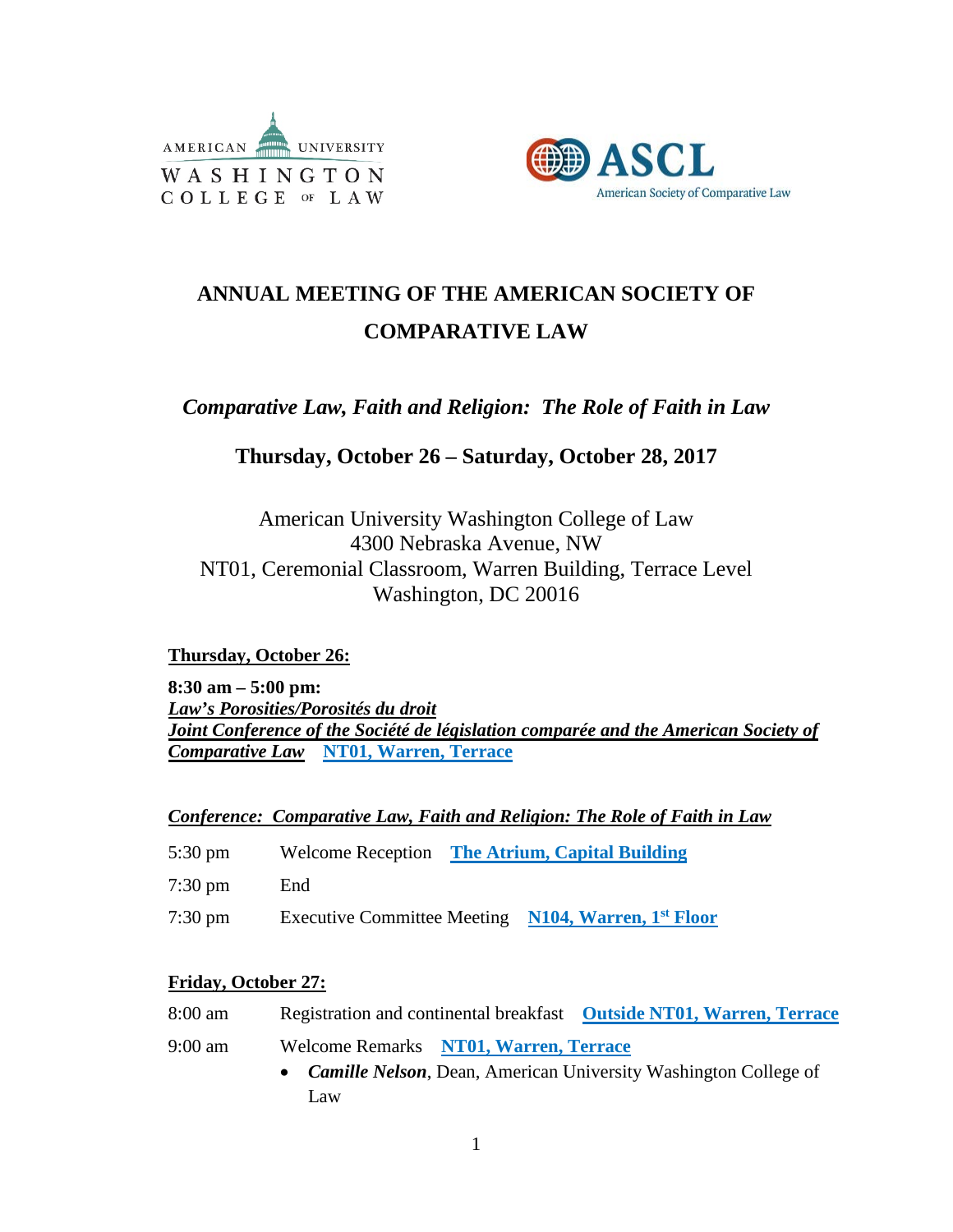AMERICAN UNIVERSITY WASHINGTON COLLEGE OF LAW

ASCL American Society of Comparative Law

# ANNUAL MEETING OF THE AMERICAN SOCIETY OF COMPARATIVE LAW

## *Comparative Law, Faith and Religion: The Role of Faith in Law*

## Thursday, October 26 – Saturday, October 28, 2017

American University Washington College of Law
4300 Nebraska Avenue, NW
NT01, Ceremonial Classroom, Warren Building, Terrace Level
Washington, DC 20016

**Thursday, October 26:**

**8:30 am – 5:00 pm:**
***Law's Porosities/Porosités du droit***
***Joint Conference of the Société de législation comparée and the American Society of Comparative Law*** **NT01, Warren, Terrace**

***Conference: Comparative Law, Faith and Religion: The Role of Faith in Law***

| | |
|---|---|
| 5:30 pm | Welcome Reception **The Atrium, Capital Building** |
| 7:30 pm | End |
| 7:30 pm | Executive Committee Meeting **N104, Warren, 1st Floor** |

**Friday, October 27:**

8:00 am Registration and continental breakfast **Outside NT01, Warren, Terrace**

9:00 am Welcome Remarks **NT01, Warren, Terrace**

- ***Camille Nelson***, Dean, American University Washington College of Law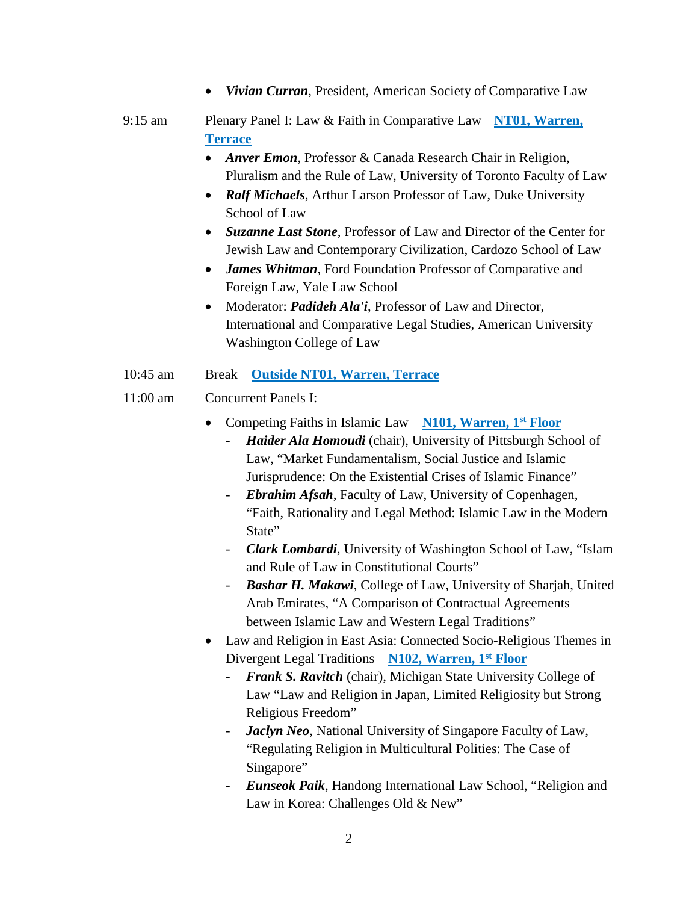- ***Vivian Curran***, President, American Society of Comparative Law

9:15 am Plenary Panel I: Law & Faith in Comparative Law **NT01, Warren, Terrace**

- ***Anver Emon***, Professor & Canada Research Chair in Religion, Pluralism and the Rule of Law, University of Toronto Faculty of Law
- ***Ralf Michaels***, Arthur Larson Professor of Law, Duke University School of Law
- ***Suzanne Last Stone***, Professor of Law and Director of the Center for Jewish Law and Contemporary Civilization, Cardozo School of Law
- ***James Whitman***, Ford Foundation Professor of Comparative and Foreign Law, Yale Law School
- Moderator: ***Padideh Ala'i***, Professor of Law and Director, International and Comparative Legal Studies, American University Washington College of Law

10:45 am Break **Outside NT01, Warren, Terrace**

11:00 am Concurrent Panels I:

- Competing Faiths in Islamic Law **N101, Warren, 1st Floor**
  - ***Haider Ala Homoudi*** (chair), University of Pittsburgh School of Law, "Market Fundamentalism, Social Justice and Islamic Jurisprudence: On the Existential Crises of Islamic Finance"
  - ***Ebrahim Afsah***, Faculty of Law, University of Copenhagen, "Faith, Rationality and Legal Method: Islamic Law in the Modern State"
  - ***Clark Lombardi***, University of Washington School of Law, "Islam and Rule of Law in Constitutional Courts"
  - ***Bashar H. Makawi***, College of Law, University of Sharjah, United Arab Emirates, "A Comparison of Contractual Agreements between Islamic Law and Western Legal Traditions"
- Law and Religion in East Asia: Connected Socio-Religious Themes in Divergent Legal Traditions **N102, Warren, 1st Floor**
  - ***Frank S. Ravitch*** (chair), Michigan State University College of Law "Law and Religion in Japan, Limited Religiosity but Strong Religious Freedom"
  - ***Jaclyn Neo***, National University of Singapore Faculty of Law, "Regulating Religion in Multicultural Polities: The Case of Singapore"
  - ***Eunseok Paik***, Handong International Law School, "Religion and Law in Korea: Challenges Old & New"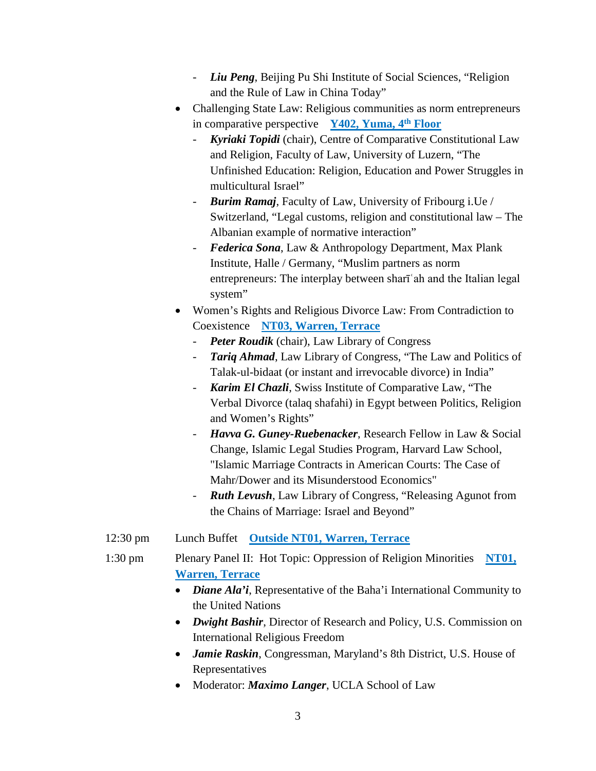- ***Liu Peng***, Beijing Pu Shi Institute of Social Sciences, "Religion and the Rule of Law in China Today"

- Challenging State Law: Religious communities as norm entrepreneurs in comparative perspective **Y402, Yuma, 4th Floor**
  - ***Kyriaki Topidi*** (chair), Centre of Comparative Constitutional Law and Religion, Faculty of Law, University of Luzern, "The Unfinished Education: Religion, Education and Power Struggles in multicultural Israel"
  - ***Burim Ramaj***, Faculty of Law, University of Fribourg i.Ue / Switzerland, "Legal customs, religion and constitutional law – The Albanian example of normative interaction"
  - ***Federica Sona***, Law & Anthropology Department, Max Plank Institute, Halle / Germany, "Muslim partners as norm entrepreneurs: The interplay between sharīʿah and the Italian legal system"

- Women's Rights and Religious Divorce Law: From Contradiction to Coexistence **NT03, Warren, Terrace**
  - ***Peter Roudik*** (chair), Law Library of Congress
  - ***Tariq Ahmad***, Law Library of Congress, "The Law and Politics of Talak-ul-bidaat (or instant and irrevocable divorce) in India"
  - ***Karim El Chazli***, Swiss Institute of Comparative Law, "The Verbal Divorce (talaq shafahi) in Egypt between Politics, Religion and Women's Rights"
  - ***Havva G. Guney-Ruebenacker***, Research Fellow in Law & Social Change, Islamic Legal Studies Program, Harvard Law School, "Islamic Marriage Contracts in American Courts: The Case of Mahr/Dower and its Misunderstood Economics"
  - ***Ruth Levush***, Law Library of Congress, "Releasing Agunot from the Chains of Marriage: Israel and Beyond"

12:30 pm Lunch Buffet **Outside NT01, Warren, Terrace**

1:30 pm Plenary Panel II: Hot Topic: Oppression of Religion Minorities **NT01, Warren, Terrace**

- ***Diane Ala'i***, Representative of the Baha'i International Community to the United Nations
- ***Dwight Bashir***, Director of Research and Policy, U.S. Commission on International Religious Freedom
- ***Jamie Raskin***, Congressman, Maryland's 8th District, U.S. House of Representatives
- Moderator: ***Maximo Langer***, UCLA School of Law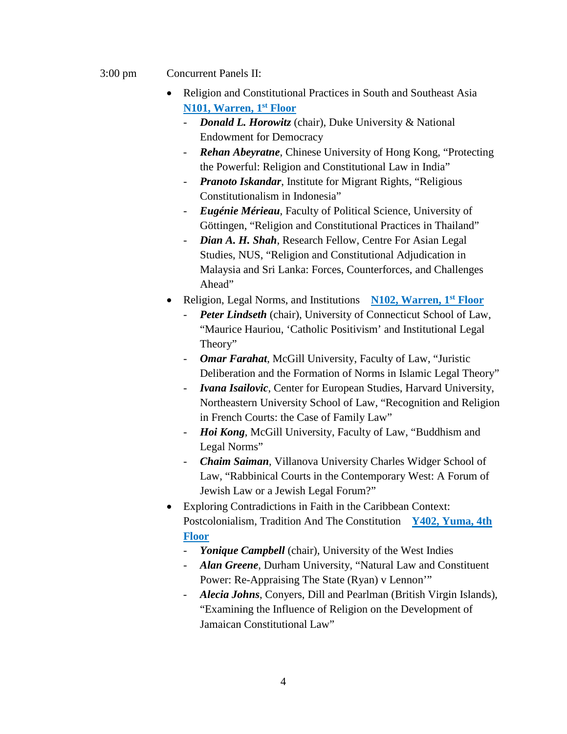3:00 pm Concurrent Panels II:

- Religion and Constitutional Practices in South and Southeast Asia **N101, Warren, 1st Floor**
  - ***Donald L. Horowitz*** (chair), Duke University & National Endowment for Democracy
  - ***Rehan Abeyratne***, Chinese University of Hong Kong, "Protecting the Powerful: Religion and Constitutional Law in India"
  - ***Pranoto Iskandar***, Institute for Migrant Rights, "Religious Constitutionalism in Indonesia"
  - ***Eugénie Mérieau***, Faculty of Political Science, University of Göttingen, "Religion and Constitutional Practices in Thailand"
  - ***Dian A. H. Shah***, Research Fellow, Centre For Asian Legal Studies, NUS, "Religion and Constitutional Adjudication in Malaysia and Sri Lanka: Forces, Counterforces, and Challenges Ahead"
- Religion, Legal Norms, and Institutions **N102, Warren, 1st Floor**
  - ***Peter Lindseth*** (chair), University of Connecticut School of Law, "Maurice Hauriou, 'Catholic Positivism' and Institutional Legal Theory"
  - ***Omar Farahat***, McGill University, Faculty of Law, "Juristic Deliberation and the Formation of Norms in Islamic Legal Theory"
  - ***Ivana Isailovic***, Center for European Studies, Harvard University, Northeastern University School of Law, "Recognition and Religion in French Courts: the Case of Family Law"
  - ***Hoi Kong***, McGill University, Faculty of Law, "Buddhism and Legal Norms"
  - ***Chaim Saiman***, Villanova University Charles Widger School of Law, "Rabbinical Courts in the Contemporary West: A Forum of Jewish Law or a Jewish Legal Forum?"
- Exploring Contradictions in Faith in the Caribbean Context: Postcolonialism, Tradition And The Constitution **Y402, Yuma, 4th Floor**
  - ***Yonique Campbell*** (chair), University of the West Indies
  - ***Alan Greene***, Durham University, "Natural Law and Constituent Power: Re-Appraising The State (Ryan) v Lennon'"
  - ***Alecia Johns***, Conyers, Dill and Pearlman (British Virgin Islands), "Examining the Influence of Religion on the Development of Jamaican Constitutional Law"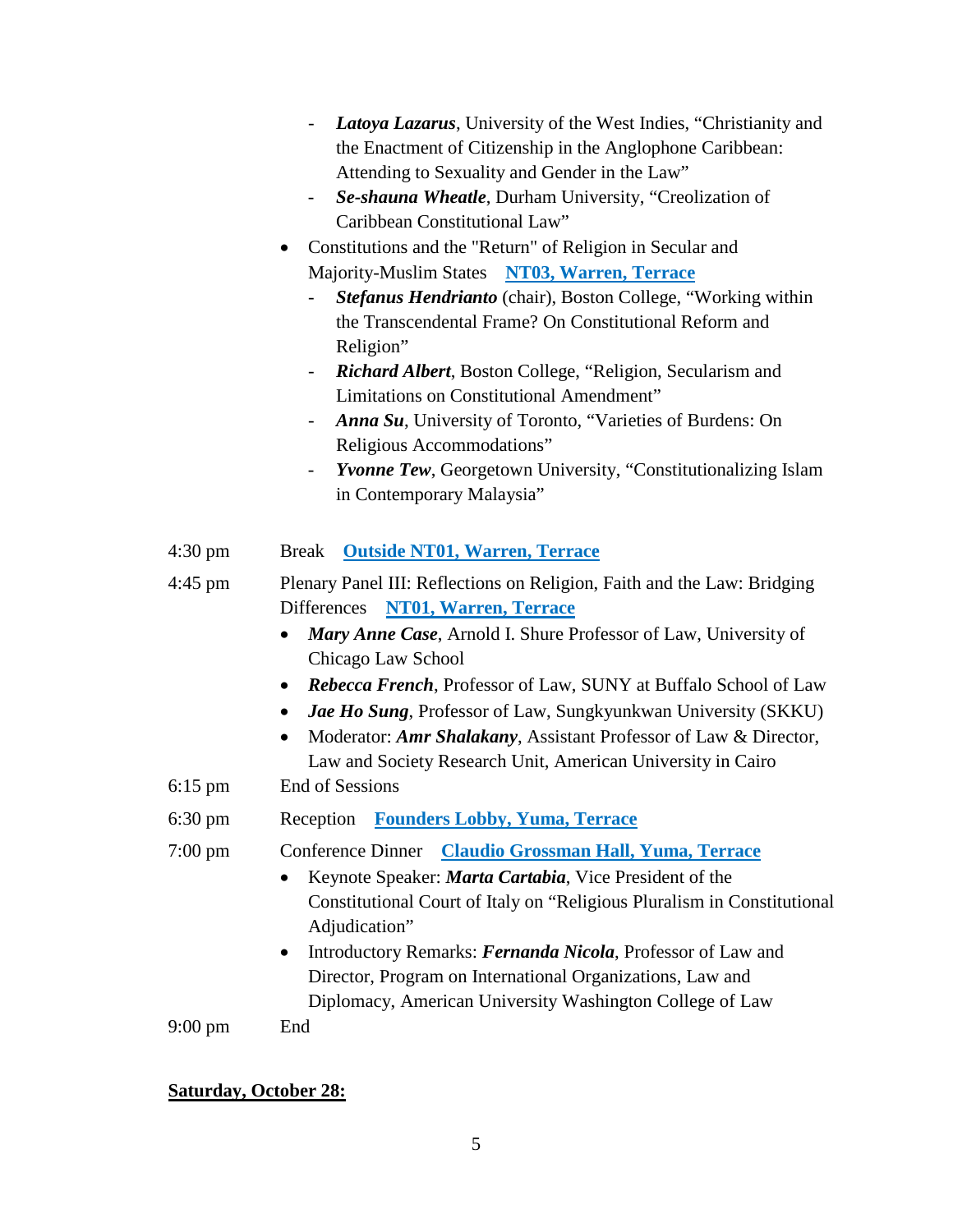- ***Latoya Lazarus***, University of the West Indies, "Christianity and the Enactment of Citizenship in the Anglophone Caribbean: Attending to Sexuality and Gender in the Law"
- ***Se-shauna Wheatle***, Durham University, "Creolization of Caribbean Constitutional Law"

- Constitutions and the "Return" of Religion in Secular and Majority-Muslim States **NT03, Warren, Terrace**
  - ***Stefanus Hendrianto*** (chair), Boston College, "Working within the Transcendental Frame? On Constitutional Reform and Religion"
  - ***Richard Albert***, Boston College, "Religion, Secularism and Limitations on Constitutional Amendment"
  - ***Anna Su***, University of Toronto, "Varieties of Burdens: On Religious Accommodations"
  - ***Yvonne Tew***, Georgetown University, "Constitutionalizing Islam in Contemporary Malaysia"

4:30 pm Break **Outside NT01, Warren, Terrace**

4:45 pm Plenary Panel III: Reflections on Religion, Faith and the Law: Bridging Differences **NT01, Warren, Terrace**

- ***Mary Anne Case***, Arnold I. Shure Professor of Law, University of Chicago Law School
- ***Rebecca French***, Professor of Law, SUNY at Buffalo School of Law
- ***Jae Ho Sung***, Professor of Law, Sungkyunkwan University (SKKU)
- Moderator: ***Amr Shalakany***, Assistant Professor of Law & Director, Law and Society Research Unit, American University in Cairo

6:15 pm End of Sessions

6:30 pm Reception **Founders Lobby, Yuma, Terrace**

7:00 pm Conference Dinner **Claudio Grossman Hall, Yuma, Terrace**

- Keynote Speaker: ***Marta Cartabia***, Vice President of the Constitutional Court of Italy on "Religious Pluralism in Constitutional Adjudication"
- Introductory Remarks: ***Fernanda Nicola***, Professor of Law and Director, Program on International Organizations, Law and Diplomacy, American University Washington College of Law

9:00 pm End

**Saturday, October 28:**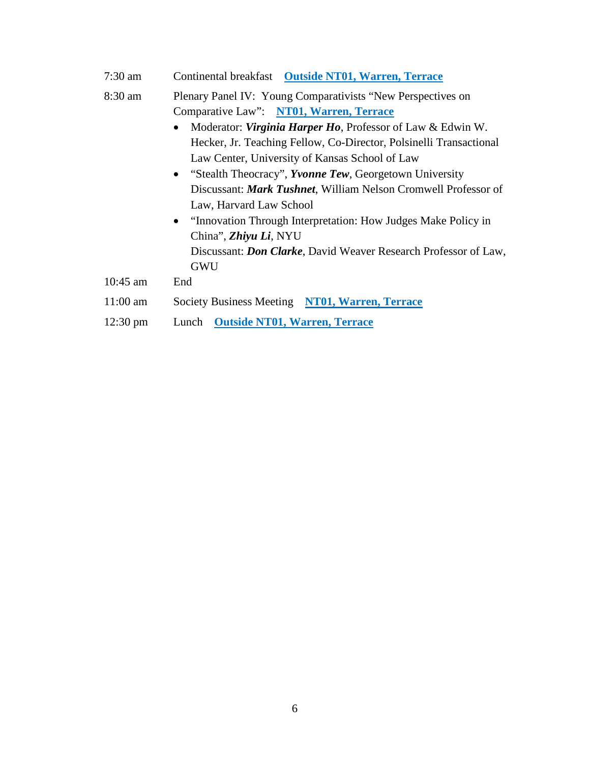7:30 am Continental breakfast **Outside NT01, Warren, Terrace**

8:30 am Plenary Panel IV: Young Comparativists "New Perspectives on Comparative Law": **NT01, Warren, Terrace**

- Moderator: ***Virginia Harper Ho***, Professor of Law & Edwin W. Hecker, Jr. Teaching Fellow, Co-Director, Polsinelli Transactional Law Center, University of Kansas School of Law
- "Stealth Theocracy", ***Yvonne Tew***, Georgetown University
  Discussant: ***Mark Tushnet***, William Nelson Cromwell Professor of Law, Harvard Law School
- "Innovation Through Interpretation: How Judges Make Policy in China", ***Zhiyu Li***, NYU
  Discussant: ***Don Clarke***, David Weaver Research Professor of Law, GWU

10:45 am End

11:00 am Society Business Meeting **NT01, Warren, Terrace**

12:30 pm Lunch **Outside NT01, Warren, Terrace**